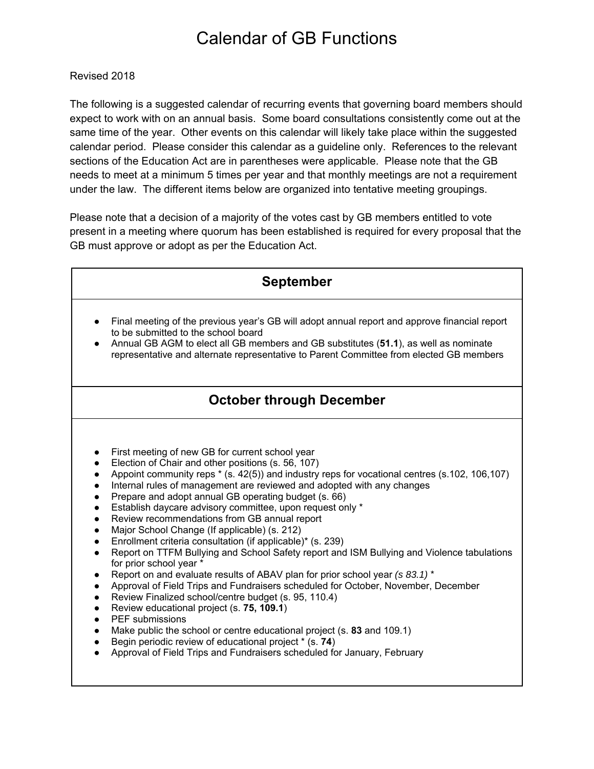# Calendar of GB Functions

Revised 2018

The following is a suggested calendar of recurring events that governing board members should expect to work with on an annual basis. Some board consultations consistently come out at the same time of the year. Other events on this calendar will likely take place within the suggested calendar period. Please consider this calendar as a guideline only. References to the relevant sections of the Education Act are in parentheses were applicable. Please note that the GB needs to meet at a minimum 5 times per year and that monthly meetings are not a requirement under the law. The different items below are organized into tentative meeting groupings.

Please note that a decision of a majority of the votes cast by GB members entitled to vote present in a meeting where quorum has been established is required for every proposal that the GB must approve or adopt as per the Education Act.

## September

- Final meeting of the previous year's GB will adopt annual report and approve financial report to be submitted to the school board
- Annual GB AGM to elect all GB members and GB substitutes (**51.1**), as well as nominate representative and alternate representative to Parent Committee from elected GB members

## October through December

- First meeting of new GB for current school year
- Election of Chair and other positions (s. 56, 107)
- Appoint community reps * (s. 42(5)) and industry reps for vocational centres (s.102, 106,107)
- Internal rules of management are reviewed and adopted with any changes
- Prepare and adopt annual GB operating budget (s. 66)
- Establish daycare advisory committee, upon request only *
- Review recommendations from GB annual report
- Major School Change (If applicable) (s. 212)
- Enrollment criteria consultation (if applicable)* (s. 239)
- Report on TTFM Bullying and School Safety report and ISM Bullying and Violence tabulations for prior school year *
- Report on and evaluate results of ABAV plan for prior school year *(s 83.1)* *
- Approval of Field Trips and Fundraisers scheduled for October, November, December
- Review Finalized school/centre budget (s. 95, 110.4)
- Review educational project (s. **75, 109.1**)
- PEF submissions
- Make public the school or centre educational project (s. **83** and 109.1)
- Begin periodic review of educational project * (s. **74**)
- Approval of Field Trips and Fundraisers scheduled for January, February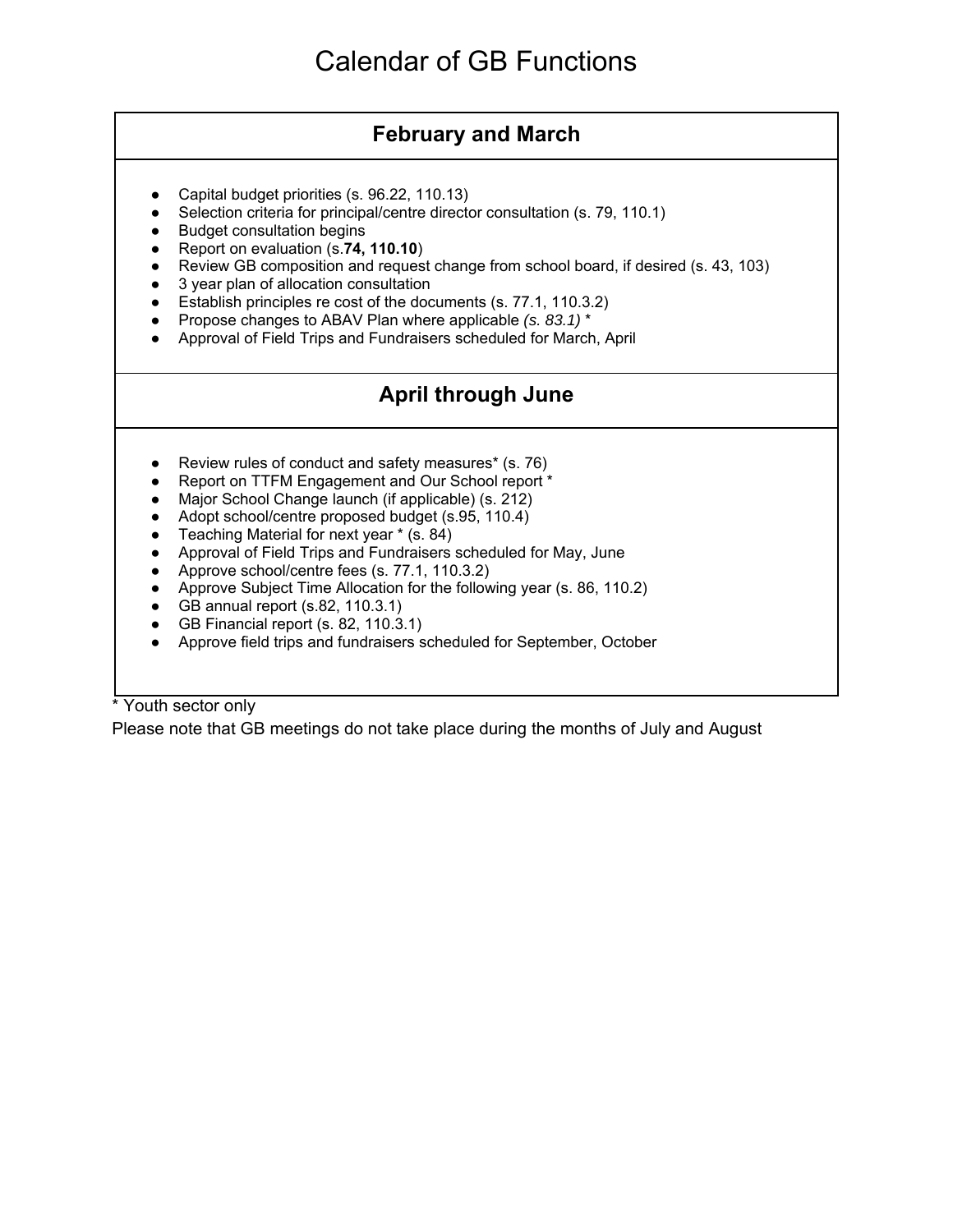# Calendar of GB Functions

## February and March

- Capital budget priorities (s. 96.22, 110.13)
- Selection criteria for principal/centre director consultation (s. 79, 110.1)
- Budget consultation begins
- Report on evaluation (s.**74, 110.10**)
- Review GB composition and request change from school board, if desired (s. 43, 103)
- 3 year plan of allocation consultation
- Establish principles re cost of the documents (s. 77.1, 110.3.2)
- Propose changes to ABAV Plan where applicable *(s. 83.1)* *
- Approval of Field Trips and Fundraisers scheduled for March, April

## April through June

- Review rules of conduct and safety measures* (s. 76)
- Report on TTFM Engagement and Our School report *
- Major School Change launch (if applicable) (s. 212)
- Adopt school/centre proposed budget (s.95, 110.4)
- Teaching Material for next year * (s. 84)
- Approval of Field Trips and Fundraisers scheduled for May, June
- Approve school/centre fees (s. 77.1, 110.3.2)
- Approve Subject Time Allocation for the following year (s. 86, 110.2)
- GB annual report (s.82, 110.3.1)
- GB Financial report (s. 82, 110.3.1)
- Approve field trips and fundraisers scheduled for September, October

* Youth sector only

Please note that GB meetings do not take place during the months of July and August